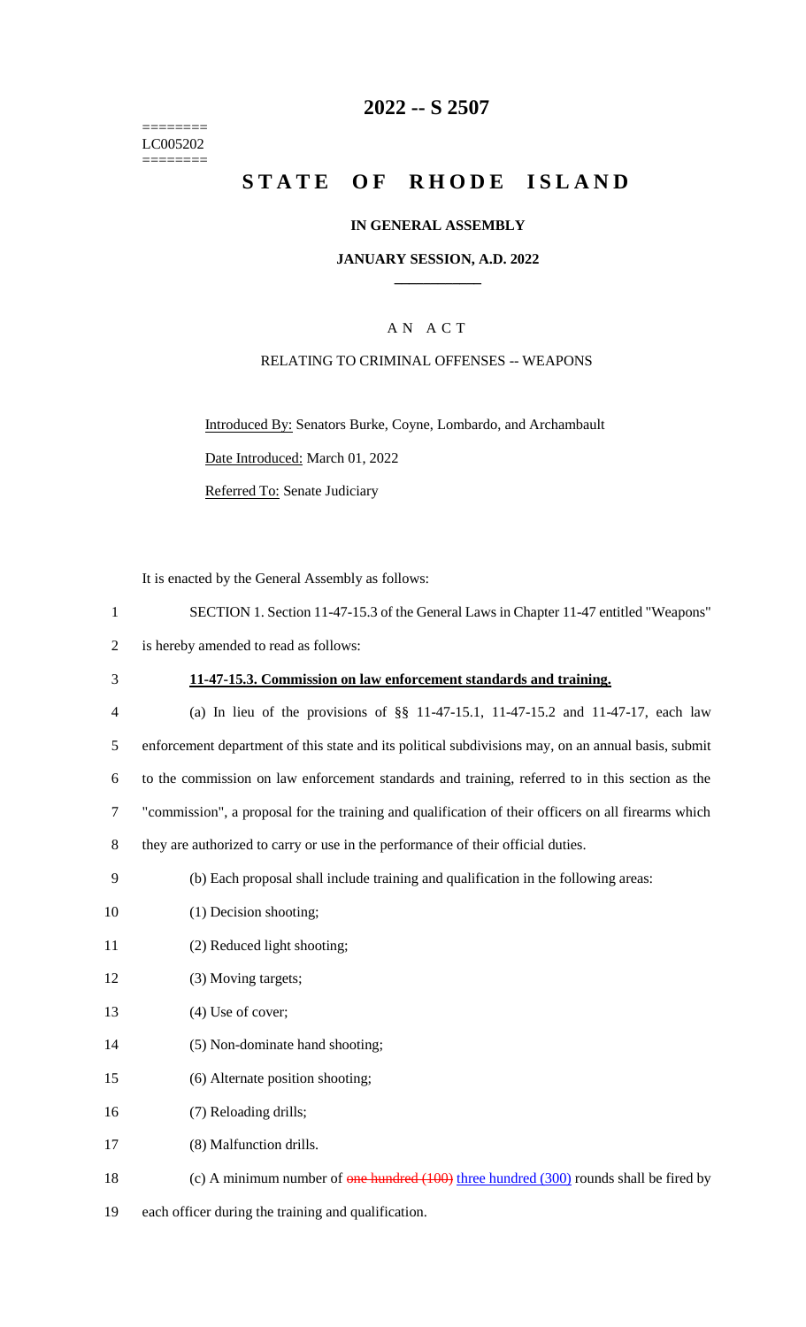========
LC005202
========

# 2022 -- S 2507

# STATE OF RHODE ISLAND

**IN GENERAL ASSEMBLY**

**JANUARY SESSION, A.D. 2022**

A N A C T

RELATING TO CRIMINAL OFFENSES -- WEAPONS

Introduced By: Senators Burke, Coyne, Lombardo, and Archambault

Date Introduced: March 01, 2022

Referred To: Senate Judiciary

It is enacted by the General Assembly as follows:

1 SECTION 1. Section 11-47-15.3 of the General Laws in Chapter 11-47 entitled "Weapons"
2 is hereby amended to read as follows:

3 **11-47-15.3. Commission on law enforcement standards and training.**

4 (a) In lieu of the provisions of §§ 11-47-15.1, 11-47-15.2 and 11-47-17, each law
5 enforcement department of this state and its political subdivisions may, on an annual basis, submit
6 to the commission on law enforcement standards and training, referred to in this section as the
7 "commission", a proposal for the training and qualification of their officers on all firearms which
8 they are authorized to carry or use in the performance of their official duties.

9 (b) Each proposal shall include training and qualification in the following areas:

10 (1) Decision shooting;

11 (2) Reduced light shooting;

12 (3) Moving targets;

13 (4) Use of cover;

14 (5) Non-dominate hand shooting;

15 (6) Alternate position shooting;

16 (7) Reloading drills;

17 (8) Malfunction drills.

18 (c) A minimum number of ~~one hundred (100)~~ <u>three hundred (300)</u> rounds shall be fired by
19 each officer during the training and qualification.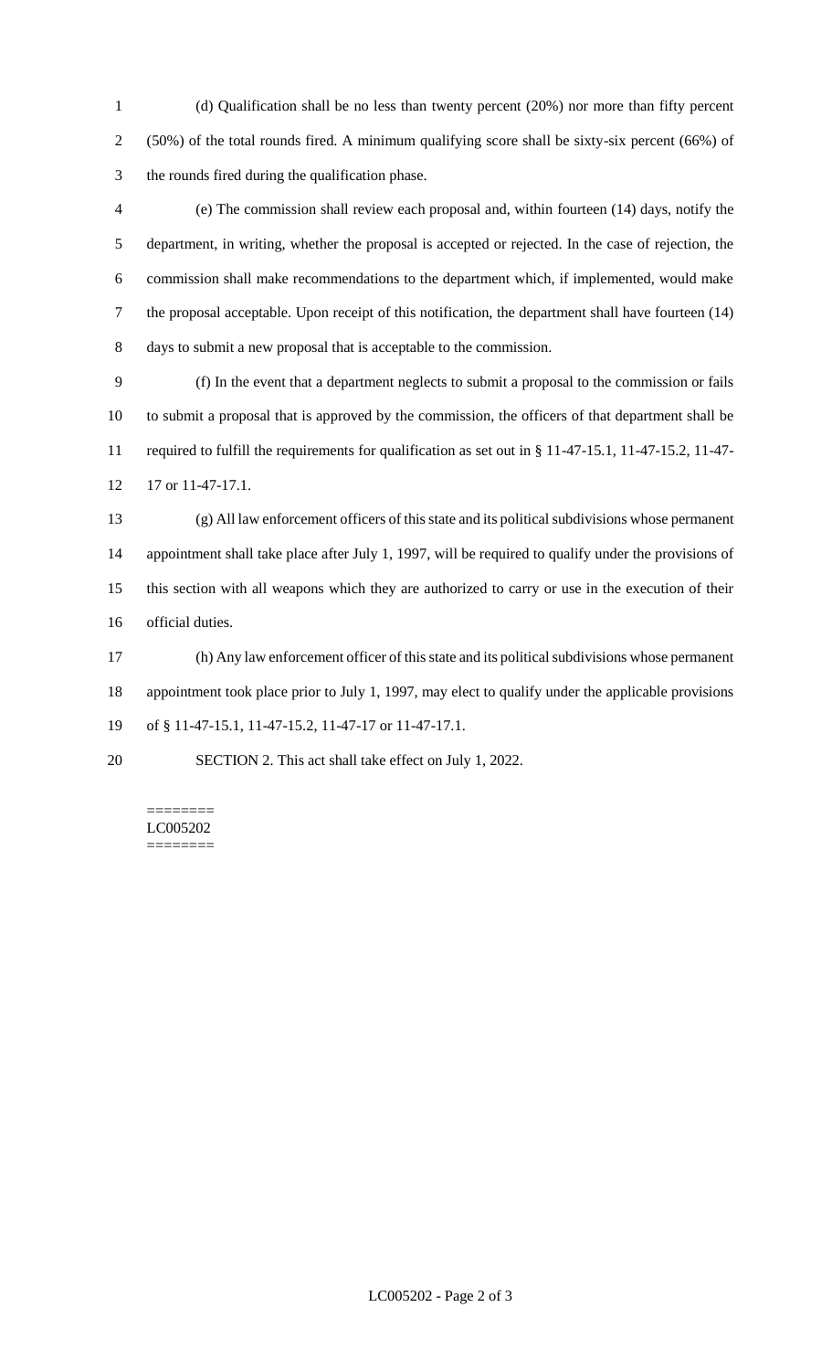(d) Qualification shall be no less than twenty percent (20%) nor more than fifty percent (50%) of the total rounds fired. A minimum qualifying score shall be sixty-six percent (66%) of the rounds fired during the qualification phase.

(e) The commission shall review each proposal and, within fourteen (14) days, notify the department, in writing, whether the proposal is accepted or rejected. In the case of rejection, the commission shall make recommendations to the department which, if implemented, would make the proposal acceptable. Upon receipt of this notification, the department shall have fourteen (14) days to submit a new proposal that is acceptable to the commission.

(f) In the event that a department neglects to submit a proposal to the commission or fails to submit a proposal that is approved by the commission, the officers of that department shall be required to fulfill the requirements for qualification as set out in § 11-47-15.1, 11-47-15.2, 11-47-17 or 11-47-17.1.

(g) All law enforcement officers of this state and its political subdivisions whose permanent appointment shall take place after July 1, 1997, will be required to qualify under the provisions of this section with all weapons which they are authorized to carry or use in the execution of their official duties.

(h) Any law enforcement officer of this state and its political subdivisions whose permanent appointment took place prior to July 1, 1997, may elect to qualify under the applicable provisions of § 11-47-15.1, 11-47-15.2, 11-47-17 or 11-47-17.1.

SECTION 2. This act shall take effect on July 1, 2022.

========
LC005202
========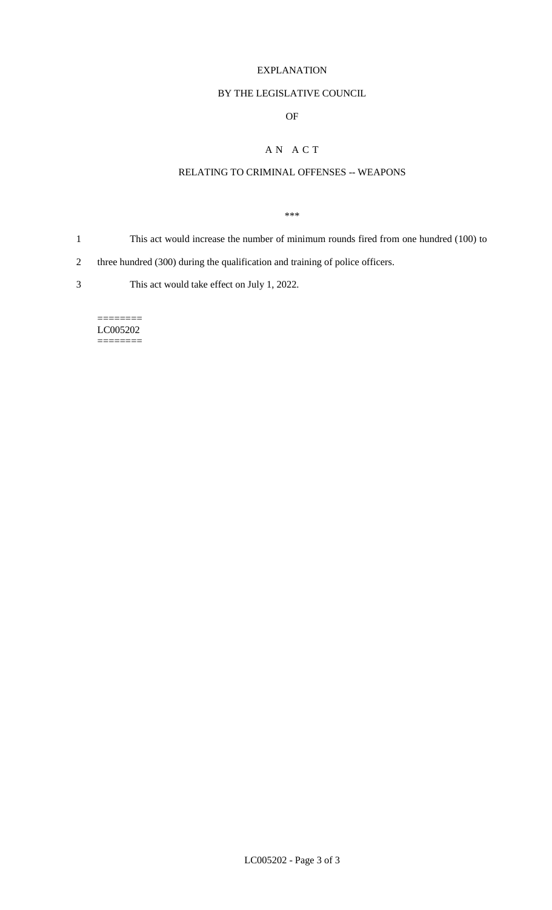EXPLANATION

BY THE LEGISLATIVE COUNCIL

OF

A N A C T

RELATING TO CRIMINAL OFFENSES -- WEAPONS

\*\*\*

This act would increase the number of minimum rounds fired from one hundred (100) to three hundred (300) during the qualification and training of police officers.

This act would take effect on July 1, 2022.

========
LC005202
========